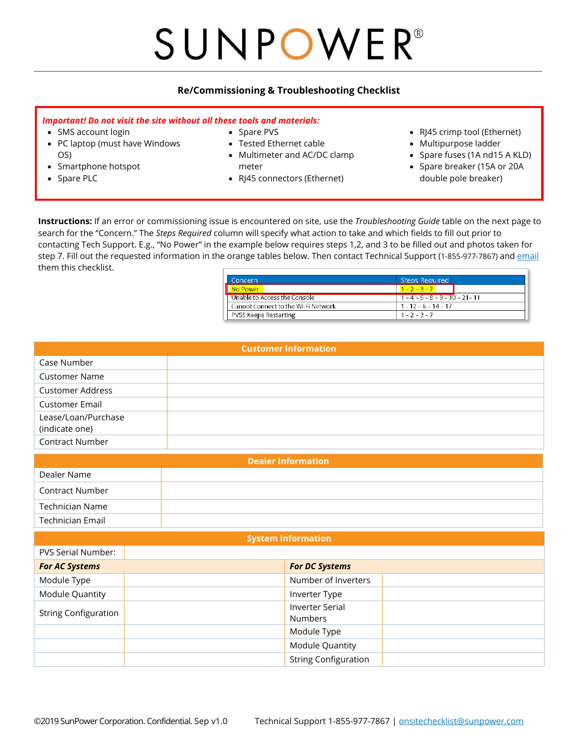# SUNPOWER®

## Re/Commissioning & Troubleshooting Checklist

***Important! Do not visit the site without all these tools and materials:***

- SMS account login
- PC laptop (must have Windows OS)
- Smartphone hotspot
- Spare PLC
- Spare PVS
- Tested Ethernet cable
- Multimeter and AC/DC clamp meter
- RJ45 connectors (Ethernet)
- RJ45 crimp tool (Ethernet)
- Multipurpose ladder
- Spare fuses (1A nd15 A KLD)
- Spare breaker (15A or 20A double pole breaker)

**Instructions:** If an error or commissioning issue is encountered on site, use the *Troubleshooting Guide* table on the next page to search for the "Concern." The *Steps Required* column will specify what action to take and which fields to fill out prior to contacting Tech Support. E.g., "No Power" in the example below requires steps 1,2, and 3 to be filled out and photos taken for step 7. Fill out the requested information in the orange tables below. Then contact Technical Support (1-855-977-7867) and email them this checklist.

| Concern | Steps Required |
|---|---|
| No Power | 1 – 2 – 3 – 7 |
| Unable to Access the Console | 1 – 4 – 5 – 8 – 9 – 10 – 21 – 11 |
| Cannot Connect to the Wi-Fi Network | 1 – 12 – 6 – 14 – 17 |
| PVS5 Keeps Restarting | 1 – 2 – 3 – 7 |

| Customer Information | |
|---|---|
| Case Number | |
| Customer Name | |
| Customer Address | |
| Customer Email | |
| Lease/Loan/Purchase (indicate one) | |
| Contract Number | |

| Dealer Information | |
|---|---|
| Dealer Name | |
| Contract Number | |
| Technician Name | |
| Technician Email | |

| System Information | | | |
|---|---|---|---|
| PVS Serial Number: | | | |
| ***For AC Systems*** | | ***For DC Systems*** | |
| Module Type | | Number of Inverters | |
| Module Quantity | | Inverter Type | |
| String Configuration | | Inverter Serial Numbers | |
| | | Module Type | |
| | | Module Quantity | |
| | | String Configuration | |

©2019 SunPower Corporation. Confidential. Sep v1.0 Technical Support 1-855-977-7867 | onsitechecklist@sunpower.com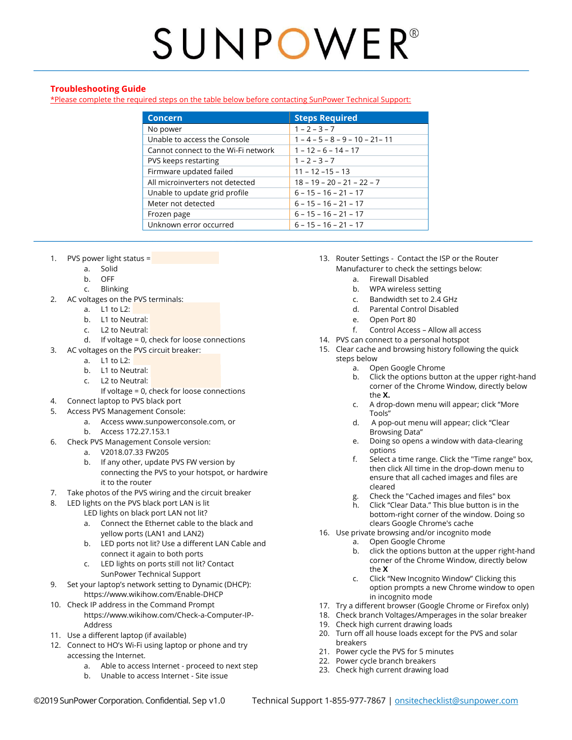# SUNPOWER®

**Troubleshooting Guide**

*Please complete the required steps on the table below before contacting SunPower Technical Support:

| Concern | Steps Required |
|---|---|
| No power | 1 – 2 – 3 – 7 |
| Unable to access the Console | 1 – 4 – 5 – 8 – 9 – 10 – 21– 11 |
| Cannot connect to the Wi-Fi network | 1 – 12 – 6 – 14 – 17 |
| PVS keeps restarting | 1 – 2 – 3 – 7 |
| Firmware updated failed | 11 – 12 –15 – 13 |
| All microinverters not detected | 18 – 19 – 20 – 21 – 22 – 7 |
| Unable to update grid profile | 6 – 15 – 16 – 21 – 17 |
| Meter not detected | 6 – 15 – 16 – 21 – 17 |
| Frozen page | 6 – 15 – 16 – 21 – 17 |
| Unknown error occurred | 6 – 15 – 16 – 21 – 17 |

1. PVS power light status =
   a. Solid
   b. OFF
   c. Blinking
2. AC voltages on the PVS terminals:
   a. L1 to L2:
   b. L1 to Neutral:
   c. L2 to Neutral:
   d. If voltage = 0, check for loose connections
3. AC voltages on the PVS circuit breaker:
   a. L1 to L2:
   b. L1 to Neutral:
   c. L2 to Neutral:
   If voltage = 0, check for loose connections
4. Connect laptop to PVS black port
5. Access PVS Management Console:
   a. Access www.sunpowerconsole.com, or
   b. Access 172.27.153.1
6. Check PVS Management Console version:
   a. V2018.07.33 FW205
   b. If any other, update PVS FW version by connecting the PVS to your hotspot, or hardwire it to the router
7. Take photos of the PVS wiring and the circuit breaker
8. LED lights on the PVS black port LAN is lit
   LED lights on black port LAN not lit?
   a. Connect the Ethernet cable to the black and yellow ports (LAN1 and LAN2)
   b. LED ports not lit? Use a different LAN Cable and connect it again to both ports
   c. LED lights on ports still not lit? Contact SunPower Technical Support
9. Set your laptop's network setting to Dynamic (DHCP): https://www.wikihow.com/Enable-DHCP
10. Check IP address in the Command Prompt https://www.wikihow.com/Check-a-Computer-IP-Address
11. Use a different laptop (if available)
12. Connect to HO's Wi-Fi using laptop or phone and try accessing the Internet.
    a. Able to access Internet - proceed to next step
    b. Unable to access Internet - Site issue
13. Router Settings - Contact the ISP or the Router Manufacturer to check the settings below:
    a. Firewall Disabled
    b. WPA wireless setting
    c. Bandwidth set to 2.4 GHz
    d. Parental Control Disabled
    e. Open Port 80
    f. Control Access – Allow all access
14. PVS can connect to a personal hotspot
15. Clear cache and browsing history following the quick steps below
    a. Open Google Chrome
    b. Click the options button at the upper right-hand corner of the Chrome Window, directly below the **X.**
    c. A drop-down menu will appear; click "More Tools"
    d. A pop-out menu will appear; click "Clear Browsing Data"
    e. Doing so opens a window with data-clearing options
    f. Select a time range. Click the "Time range" box, then click All time in the drop-down menu to ensure that all cached images and files are cleared
    g. Check the "Cached images and files" box
    h. Click "Clear Data." This blue button is in the bottom-right corner of the window. Doing so clears Google Chrome's cache
16. Use private browsing and/or incognito mode
    a. Open Google Chrome
    b. click the options button at the upper right-hand corner of the Chrome Window, directly below the **X**
    c. Click "New Incognito Window" Clicking this option prompts a new Chrome window to open in incognito mode
17. Try a different browser (Google Chrome or Firefox only)
18. Check branch Voltages/Amperages in the solar breaker
19. Check high current drawing loads
20. Turn off all house loads except for the PVS and solar breakers
21. Power cycle the PVS for 5 minutes
22. Power cycle branch breakers
23. Check high current drawing load

©2019 SunPower Corporation. Confidential. Sep v1.0 Technical Support 1-855-977-7867 | onsitechecklist@sunpower.com